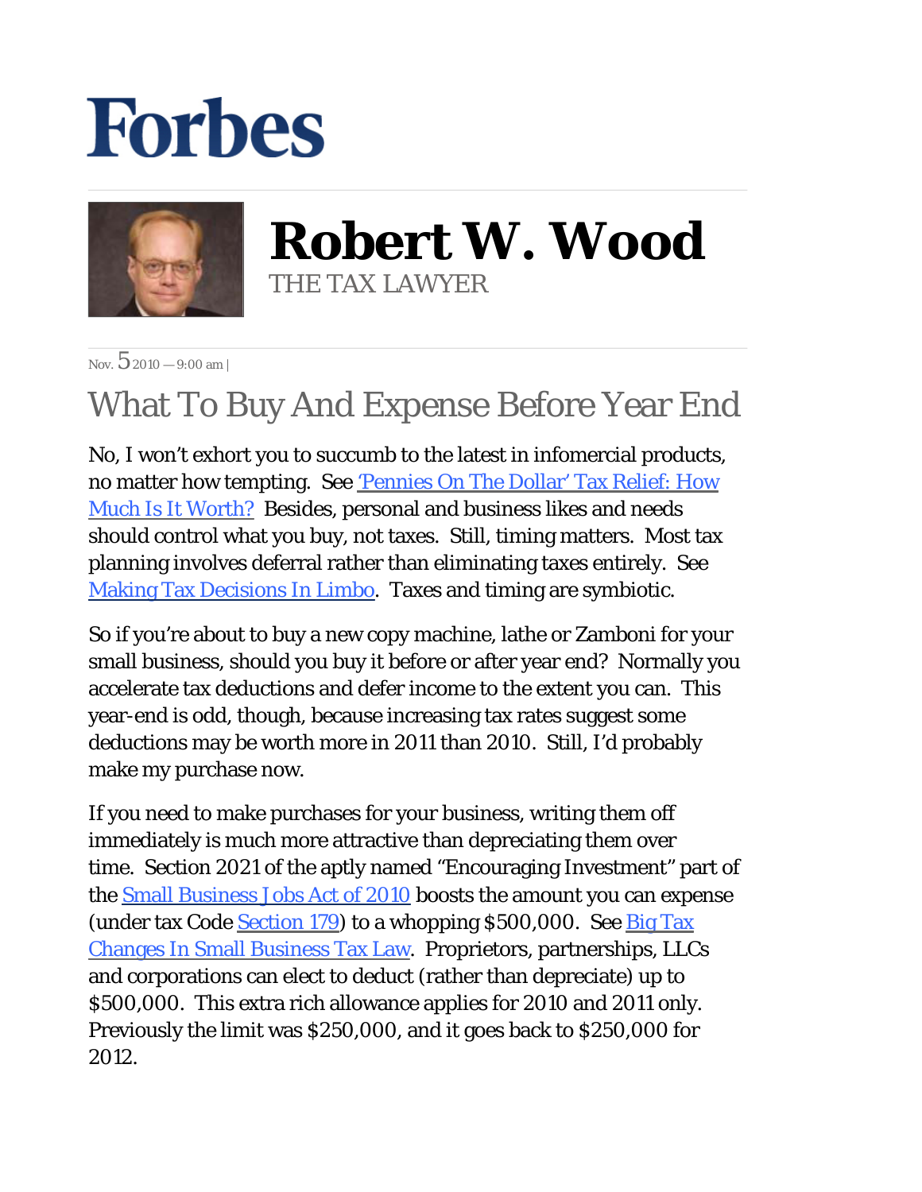# Forbes

**Robert W. Wood**
THE TAX LAWYER

Nov. 5 2010 — 9:00 am |

## What To Buy And Expense Before Year End

No, I won't exhort you to succumb to the latest in infomercial products, no matter how tempting. See 'Pennies On The Dollar' Tax Relief: How Much Is It Worth? Besides, personal and business likes and needs should control what you buy, not taxes. Still, timing matters. Most tax planning involves deferral rather than eliminating taxes entirely. See Making Tax Decisions In Limbo. Taxes and timing are symbiotic.

So if you're about to buy a new copy machine, lathe or Zamboni for your small business, should you buy it before or after year end? Normally you accelerate tax deductions and defer income to the extent you can. This year-end is odd, though, because increasing tax rates suggest some deductions may be worth more in 2011 than 2010. Still, I'd probably make my purchase now.

If you need to make purchases for your business, writing them off immediately is much more attractive than depreciating them over time. Section 2021 of the aptly named "Encouraging Investment" part of the Small Business Jobs Act of 2010 boosts the amount you can expense (under tax Code Section 179) to a whopping $500,000. See Big Tax Changes In Small Business Tax Law. Proprietors, partnerships, LLCs and corporations can elect to deduct (rather than depreciate) up to $500,000. This extra rich allowance applies for 2010 and 2011 only. Previously the limit was $250,000, and it goes back to $250,000 for 2012.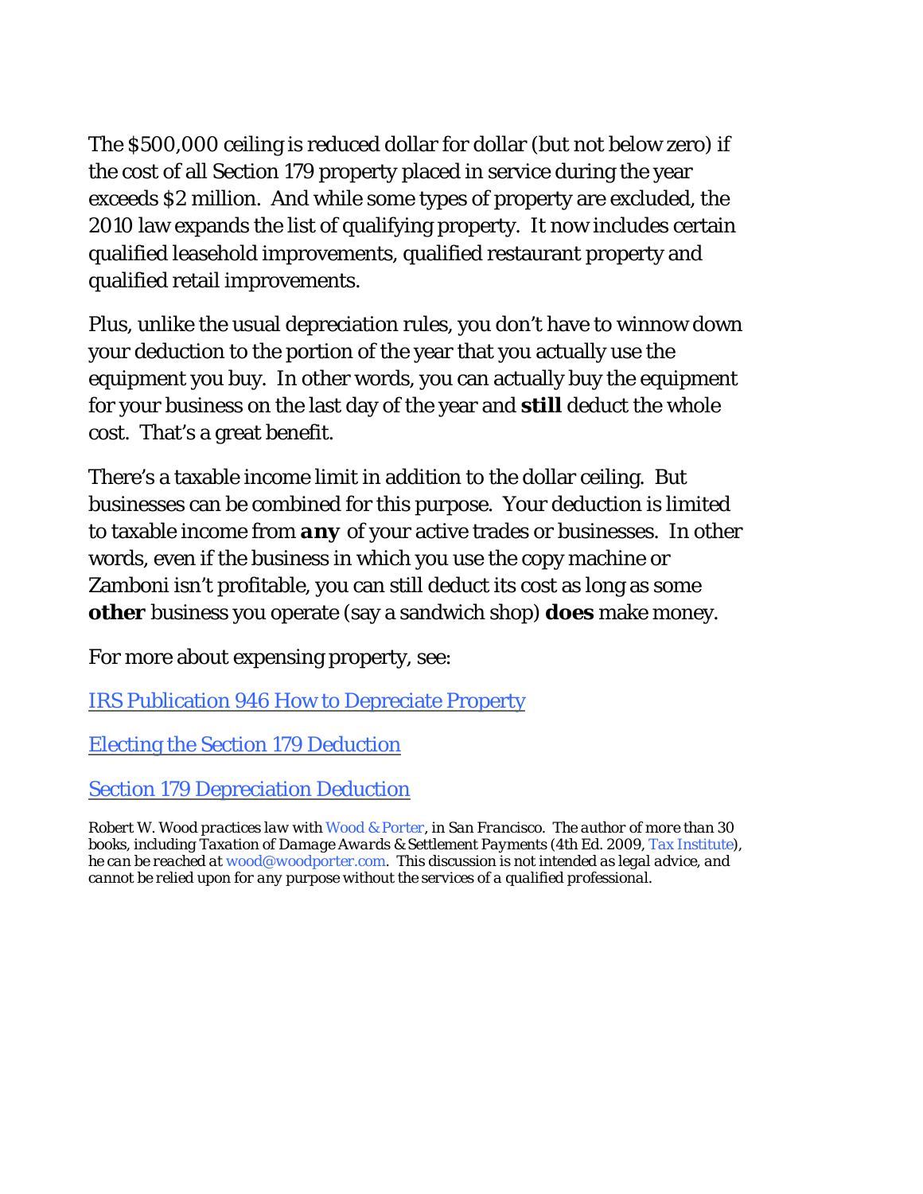The $500,000 ceiling is reduced dollar for dollar (but not below zero) if the cost of all Section 179 property placed in service during the year exceeds $2 million. And while some types of property are excluded, the 2010 law expands the list of qualifying property. It now includes certain qualified leasehold improvements, qualified restaurant property and qualified retail improvements.

Plus, unlike the usual depreciation rules, you don't have to winnow down your deduction to the portion of the year that you actually use the equipment you buy. In other words, you can actually buy the equipment for your business on the last day of the year and **still** deduct the whole cost. That's a great benefit.

There's a taxable income limit in addition to the dollar ceiling. But businesses can be combined for this purpose. Your deduction is limited to taxable income from ***any*** of your active trades or businesses. In other words, even if the business in which you use the copy machine or Zamboni isn't profitable, you can still deduct its cost as long as some **other** business you operate (say a sandwich shop) **does** make money.

For more about expensing property, see:

IRS Publication 946 How to Depreciate Property

Electing the Section 179 Deduction

Section 179 Depreciation Deduction

*Robert W. Wood practices law with Wood & Porter, in San Francisco. The author of more than 30 books, including Taxation of Damage Awards & Settlement Payments (4th Ed. 2009, Tax Institute), he can be reached at wood@woodporter.com. This discussion is not intended as legal advice, and cannot be relied upon for any purpose without the services of a qualified professional.*